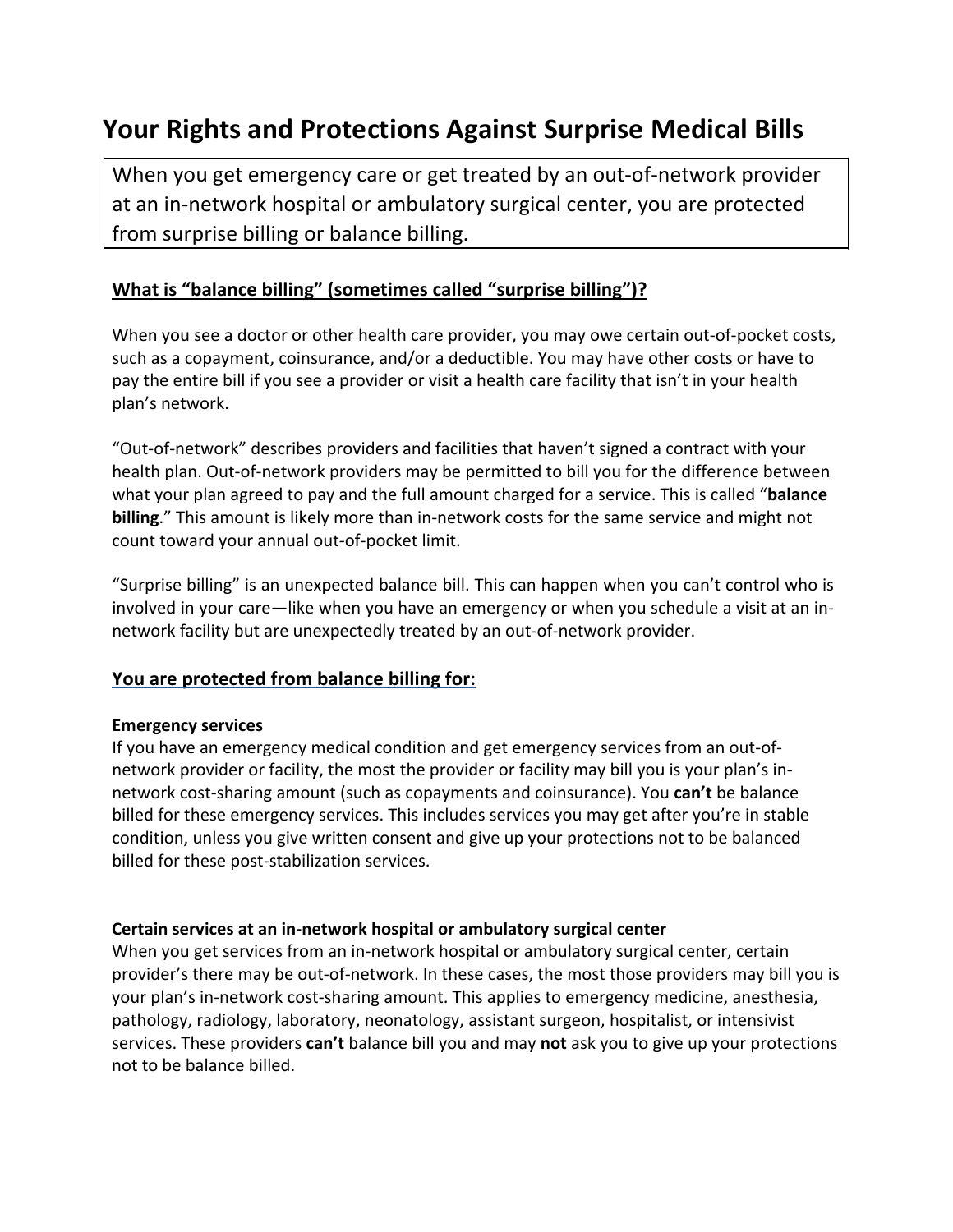# Your Rights and Protections Against Surprise Medical Bills

When you get emergency care or get treated by an out-of-network provider at an in-network hospital or ambulatory surgical center, you are protected from surprise billing or balance billing.

## What is "balance billing" (sometimes called "surprise billing")?

When you see a doctor or other health care provider, you may owe certain out-of-pocket costs, such as a copayment, coinsurance, and/or a deductible. You may have other costs or have to pay the entire bill if you see a provider or visit a health care facility that isn't in your health plan's network.

"Out-of-network" describes providers and facilities that haven't signed a contract with your health plan. Out-of-network providers may be permitted to bill you for the difference between what your plan agreed to pay and the full amount charged for a service. This is called "**balance billing**." This amount is likely more than in-network costs for the same service and might not count toward your annual out-of-pocket limit.

"Surprise billing" is an unexpected balance bill. This can happen when you can't control who is involved in your care—like when you have an emergency or when you schedule a visit at an in-network facility but are unexpectedly treated by an out-of-network provider.

## You are protected from balance billing for:

### Emergency services

If you have an emergency medical condition and get emergency services from an out-of-network provider or facility, the most the provider or facility may bill you is your plan's in-network cost-sharing amount (such as copayments and coinsurance). You **can't** be balance billed for these emergency services. This includes services you may get after you're in stable condition, unless you give written consent and give up your protections not to be balanced billed for these post-stabilization services.

### Certain services at an in-network hospital or ambulatory surgical center

When you get services from an in-network hospital or ambulatory surgical center, certain provider's there may be out-of-network. In these cases, the most those providers may bill you is your plan's in-network cost-sharing amount. This applies to emergency medicine, anesthesia, pathology, radiology, laboratory, neonatology, assistant surgeon, hospitalist, or intensivist services. These providers **can't** balance bill you and may **not** ask you to give up your protections not to be balance billed.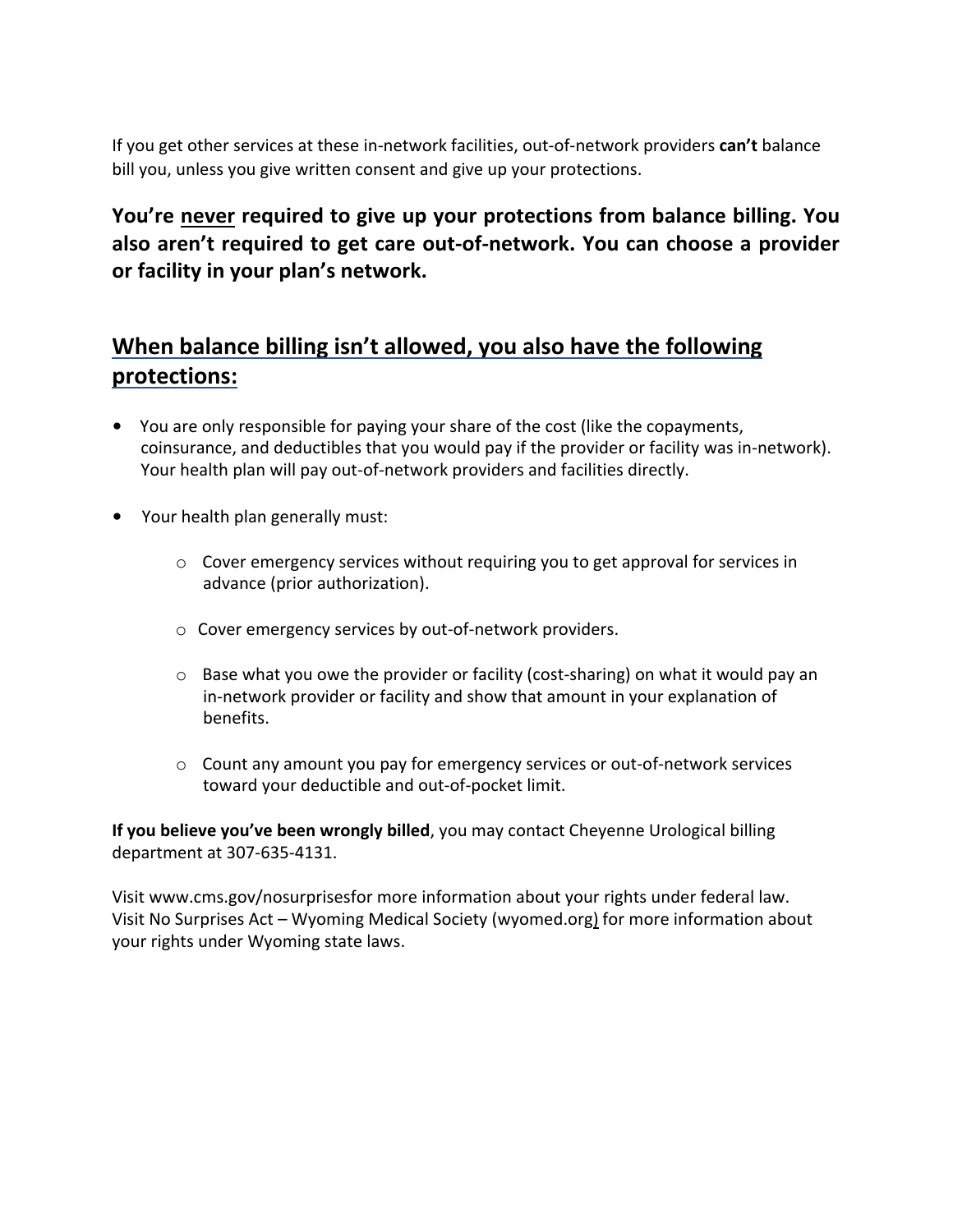If you get other services at these in-network facilities, out-of-network providers **can't** balance bill you, unless you give written consent and give up your protections.

**You're never required to give up your protections from balance billing. You also aren't required to get care out-of-network. You can choose a provider or facility in your plan's network.**

## When balance billing isn't allowed, you also have the following protections:

- You are only responsible for paying your share of the cost (like the copayments, coinsurance, and deductibles that you would pay if the provider or facility was in-network). Your health plan will pay out-of-network providers and facilities directly.
- Your health plan generally must:
  - Cover emergency services without requiring you to get approval for services in advance (prior authorization).
  - Cover emergency services by out-of-network providers.
  - Base what you owe the provider or facility (cost-sharing) on what it would pay an in-network provider or facility and show that amount in your explanation of benefits.
  - Count any amount you pay for emergency services or out-of-network services toward your deductible and out-of-pocket limit.

**If you believe you've been wrongly billed**, you may contact Cheyenne Urological billing department at 307-635-4131.

Visit www.cms.gov/nosurprisesfor more information about your rights under federal law. Visit No Surprises Act – Wyoming Medical Society (wyomed.org) for more information about your rights under Wyoming state laws.